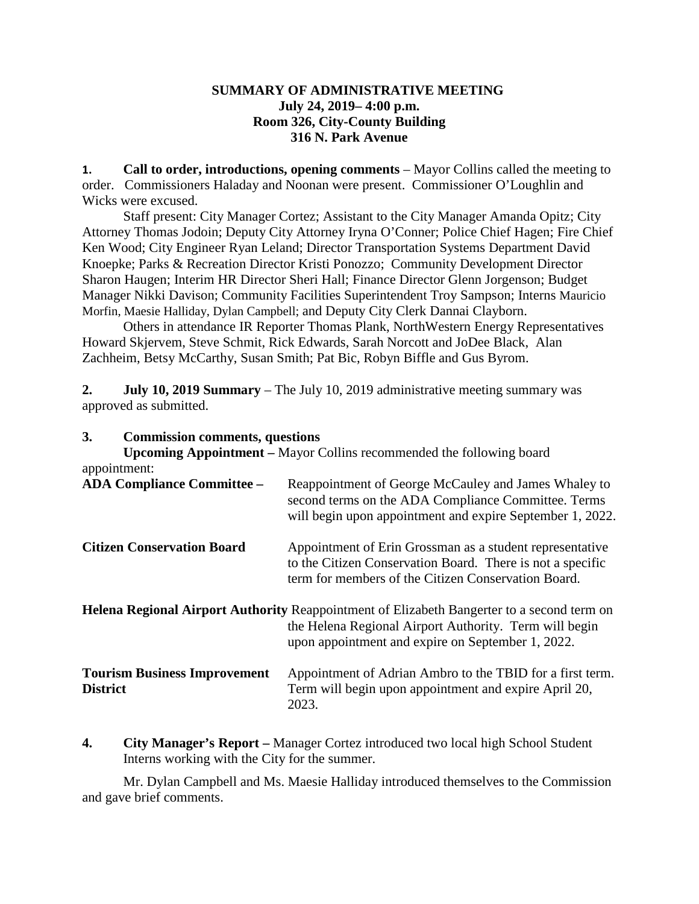# SUMMARY OF ADMINISTRATIVE MEETING
## July 24, 2019– 4:00 p.m.
## Room 326, City-County Building
## 316 N. Park Avenue

**1. Call to order, introductions, opening comments** – Mayor Collins called the meeting to order. Commissioners Haladay and Noonan were present. Commissioner O'Loughlin and Wicks were excused.

Staff present: City Manager Cortez; Assistant to the City Manager Amanda Opitz; City Attorney Thomas Jodoin; Deputy City Attorney Iryna O'Conner; Police Chief Hagen; Fire Chief Ken Wood; City Engineer Ryan Leland; Director Transportation Systems Department David Knoepke; Parks & Recreation Director Kristi Ponozzo; Community Development Director Sharon Haugen; Interim HR Director Sheri Hall; Finance Director Glenn Jorgenson; Budget Manager Nikki Davison; Community Facilities Superintendent Troy Sampson; Interns Mauricio Morfin, Maesie Halliday, Dylan Campbell; and Deputy City Clerk Dannai Clayborn.

Others in attendance IR Reporter Thomas Plank, NorthWestern Energy Representatives Howard Skjervem, Steve Schmit, Rick Edwards, Sarah Norcott and JoDee Black, Alan Zachheim, Betsy McCarthy, Susan Smith; Pat Bic, Robyn Biffle and Gus Byrom.

**2. July 10, 2019 Summary** – The July 10, 2019 administrative meeting summary was approved as submitted.

**3. Commission comments, questions**

**Upcoming Appointment –** Mayor Collins recommended the following board appointment:

| | |
|---|---|
| **ADA Compliance Committee –** | Reappointment of George McCauley and James Whaley to second terms on the ADA Compliance Committee. Terms will begin upon appointment and expire September 1, 2022. |
| **Citizen Conservation Board** | Appointment of Erin Grossman as a student representative to the Citizen Conservation Board. There is not a specific term for members of the Citizen Conservation Board. |
| **Helena Regional Airport Authority** | Reappointment of Elizabeth Bangerter to a second term on the Helena Regional Airport Authority. Term will begin upon appointment and expire on September 1, 2022. |
| **Tourism Business Improvement District** | Appointment of Adrian Ambro to the TBID for a first term. Term will begin upon appointment and expire April 20, 2023. |

**4. City Manager's Report –** Manager Cortez introduced two local high School Student Interns working with the City for the summer.

Mr. Dylan Campbell and Ms. Maesie Halliday introduced themselves to the Commission and gave brief comments.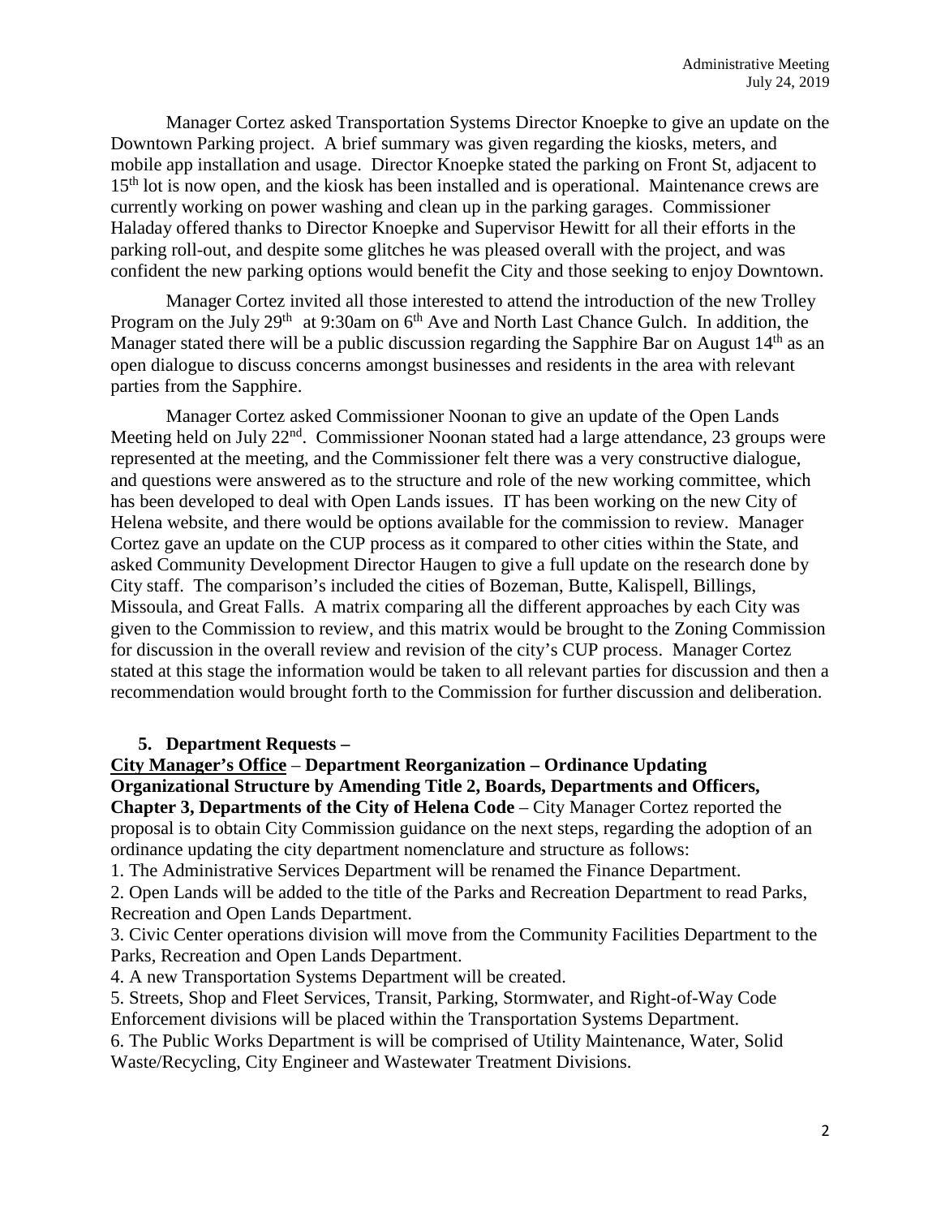Manager Cortez asked Transportation Systems Director Knoepke to give an update on the Downtown Parking project. A brief summary was given regarding the kiosks, meters, and mobile app installation and usage. Director Knoepke stated the parking on Front St, adjacent to 15th lot is now open, and the kiosk has been installed and is operational. Maintenance crews are currently working on power washing and clean up in the parking garages. Commissioner Haladay offered thanks to Director Knoepke and Supervisor Hewitt for all their efforts in the parking roll-out, and despite some glitches he was pleased overall with the project, and was confident the new parking options would benefit the City and those seeking to enjoy Downtown.

Manager Cortez invited all those interested to attend the introduction of the new Trolley Program on the July 29th at 9:30am on 6th Ave and North Last Chance Gulch. In addition, the Manager stated there will be a public discussion regarding the Sapphire Bar on August 14th as an open dialogue to discuss concerns amongst businesses and residents in the area with relevant parties from the Sapphire.

Manager Cortez asked Commissioner Noonan to give an update of the Open Lands Meeting held on July 22nd. Commissioner Noonan stated had a large attendance, 23 groups were represented at the meeting, and the Commissioner felt there was a very constructive dialogue, and questions were answered as to the structure and role of the new working committee, which has been developed to deal with Open Lands issues. IT has been working on the new City of Helena website, and there would be options available for the commission to review. Manager Cortez gave an update on the CUP process as it compared to other cities within the State, and asked Community Development Director Haugen to give a full update on the research done by City staff. The comparison's included the cities of Bozeman, Butte, Kalispell, Billings, Missoula, and Great Falls. A matrix comparing all the different approaches by each City was given to the Commission to review, and this matrix would be brought to the Zoning Commission for discussion in the overall review and revision of the city's CUP process. Manager Cortez stated at this stage the information would be taken to all relevant parties for discussion and then a recommendation would brought forth to the Commission for further discussion and deliberation.

**5. Department Requests –**

**<u>City Manager's Office</u> – Department Reorganization – Ordinance Updating Organizational Structure by Amending Title 2, Boards, Departments and Officers, Chapter 3, Departments of the City of Helena Code** – City Manager Cortez reported the proposal is to obtain City Commission guidance on the next steps, regarding the adoption of an ordinance updating the city department nomenclature and structure as follows:

1. The Administrative Services Department will be renamed the Finance Department.
2. Open Lands will be added to the title of the Parks and Recreation Department to read Parks, Recreation and Open Lands Department.
3. Civic Center operations division will move from the Community Facilities Department to the Parks, Recreation and Open Lands Department.
4. A new Transportation Systems Department will be created.
5. Streets, Shop and Fleet Services, Transit, Parking, Stormwater, and Right-of-Way Code Enforcement divisions will be placed within the Transportation Systems Department.
6. The Public Works Department is will be comprised of Utility Maintenance, Water, Solid Waste/Recycling, City Engineer and Wastewater Treatment Divisions.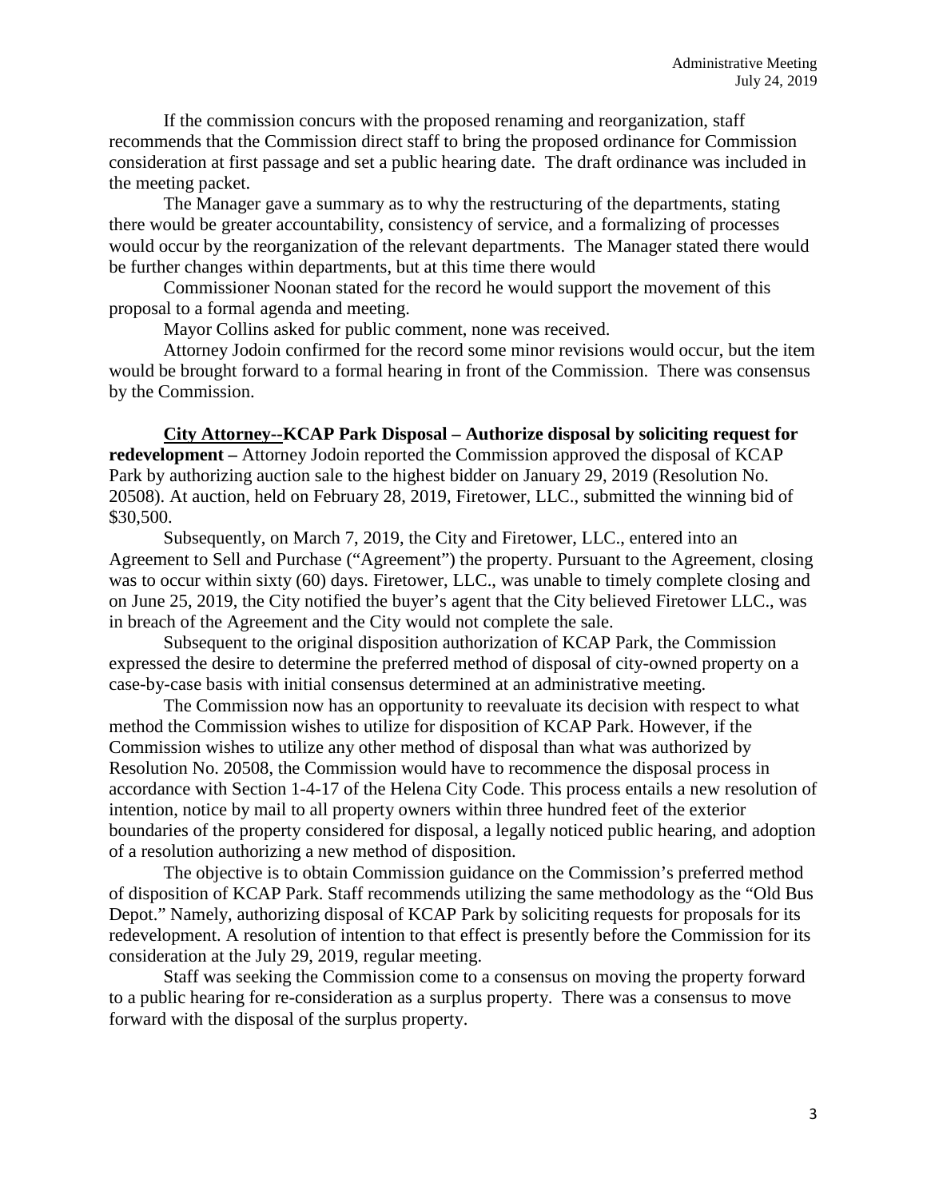If the commission concurs with the proposed renaming and reorganization, staff recommends that the Commission direct staff to bring the proposed ordinance for Commission consideration at first passage and set a public hearing date. The draft ordinance was included in the meeting packet.

The Manager gave a summary as to why the restructuring of the departments, stating there would be greater accountability, consistency of service, and a formalizing of processes would occur by the reorganization of the relevant departments. The Manager stated there would be further changes within departments, but at this time there would

Commissioner Noonan stated for the record he would support the movement of this proposal to a formal agenda and meeting.

Mayor Collins asked for public comment, none was received.

Attorney Jodoin confirmed for the record some minor revisions would occur, but the item would be brought forward to a formal hearing in front of the Commission. There was consensus by the Commission.

**<u>City Attorney--</u>KCAP Park Disposal – Authorize disposal by soliciting request for redevelopment –** Attorney Jodoin reported the Commission approved the disposal of KCAP Park by authorizing auction sale to the highest bidder on January 29, 2019 (Resolution No. 20508). At auction, held on February 28, 2019, Firetower, LLC., submitted the winning bid of $30,500.

Subsequently, on March 7, 2019, the City and Firetower, LLC., entered into an Agreement to Sell and Purchase ("Agreement") the property. Pursuant to the Agreement, closing was to occur within sixty (60) days. Firetower, LLC., was unable to timely complete closing and on June 25, 2019, the City notified the buyer's agent that the City believed Firetower LLC., was in breach of the Agreement and the City would not complete the sale.

Subsequent to the original disposition authorization of KCAP Park, the Commission expressed the desire to determine the preferred method of disposal of city-owned property on a case-by-case basis with initial consensus determined at an administrative meeting.

The Commission now has an opportunity to reevaluate its decision with respect to what method the Commission wishes to utilize for disposition of KCAP Park. However, if the Commission wishes to utilize any other method of disposal than what was authorized by Resolution No. 20508, the Commission would have to recommence the disposal process in accordance with Section 1-4-17 of the Helena City Code. This process entails a new resolution of intention, notice by mail to all property owners within three hundred feet of the exterior boundaries of the property considered for disposal, a legally noticed public hearing, and adoption of a resolution authorizing a new method of disposition.

The objective is to obtain Commission guidance on the Commission's preferred method of disposition of KCAP Park. Staff recommends utilizing the same methodology as the "Old Bus Depot." Namely, authorizing disposal of KCAP Park by soliciting requests for proposals for its redevelopment. A resolution of intention to that effect is presently before the Commission for its consideration at the July 29, 2019, regular meeting.

Staff was seeking the Commission come to a consensus on moving the property forward to a public hearing for re-consideration as a surplus property. There was a consensus to move forward with the disposal of the surplus property.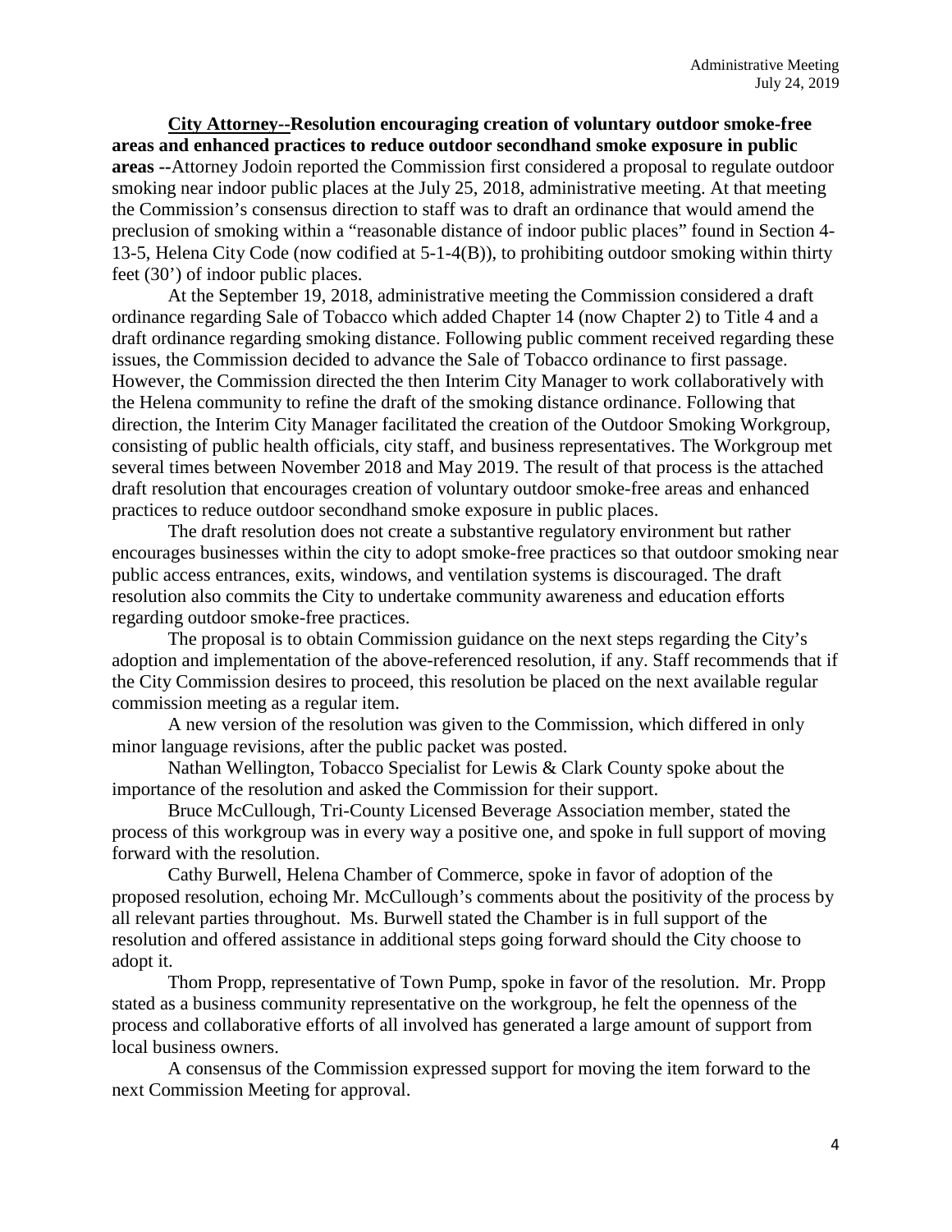**City Attorney--Resolution encouraging creation of voluntary outdoor smoke-free areas and enhanced practices to reduce outdoor secondhand smoke exposure in public areas --**Attorney Jodoin reported the Commission first considered a proposal to regulate outdoor smoking near indoor public places at the July 25, 2018, administrative meeting. At that meeting the Commission's consensus direction to staff was to draft an ordinance that would amend the preclusion of smoking within a "reasonable distance of indoor public places" found in Section 4-13-5, Helena City Code (now codified at 5-1-4(B)), to prohibiting outdoor smoking within thirty feet (30') of indoor public places.

At the September 19, 2018, administrative meeting the Commission considered a draft ordinance regarding Sale of Tobacco which added Chapter 14 (now Chapter 2) to Title 4 and a draft ordinance regarding smoking distance. Following public comment received regarding these issues, the Commission decided to advance the Sale of Tobacco ordinance to first passage. However, the Commission directed the then Interim City Manager to work collaboratively with the Helena community to refine the draft of the smoking distance ordinance. Following that direction, the Interim City Manager facilitated the creation of the Outdoor Smoking Workgroup, consisting of public health officials, city staff, and business representatives. The Workgroup met several times between November 2018 and May 2019. The result of that process is the attached draft resolution that encourages creation of voluntary outdoor smoke-free areas and enhanced practices to reduce outdoor secondhand smoke exposure in public places.

The draft resolution does not create a substantive regulatory environment but rather encourages businesses within the city to adopt smoke-free practices so that outdoor smoking near public access entrances, exits, windows, and ventilation systems is discouraged. The draft resolution also commits the City to undertake community awareness and education efforts regarding outdoor smoke-free practices.

The proposal is to obtain Commission guidance on the next steps regarding the City's adoption and implementation of the above-referenced resolution, if any. Staff recommends that if the City Commission desires to proceed, this resolution be placed on the next available regular commission meeting as a regular item.

A new version of the resolution was given to the Commission, which differed in only minor language revisions, after the public packet was posted.

Nathan Wellington, Tobacco Specialist for Lewis & Clark County spoke about the importance of the resolution and asked the Commission for their support.

Bruce McCullough, Tri-County Licensed Beverage Association member, stated the process of this workgroup was in every way a positive one, and spoke in full support of moving forward with the resolution.

Cathy Burwell, Helena Chamber of Commerce, spoke in favor of adoption of the proposed resolution, echoing Mr. McCullough's comments about the positivity of the process by all relevant parties throughout. Ms. Burwell stated the Chamber is in full support of the resolution and offered assistance in additional steps going forward should the City choose to adopt it.

Thom Propp, representative of Town Pump, spoke in favor of the resolution. Mr. Propp stated as a business community representative on the workgroup, he felt the openness of the process and collaborative efforts of all involved has generated a large amount of support from local business owners.

A consensus of the Commission expressed support for moving the item forward to the next Commission Meeting for approval.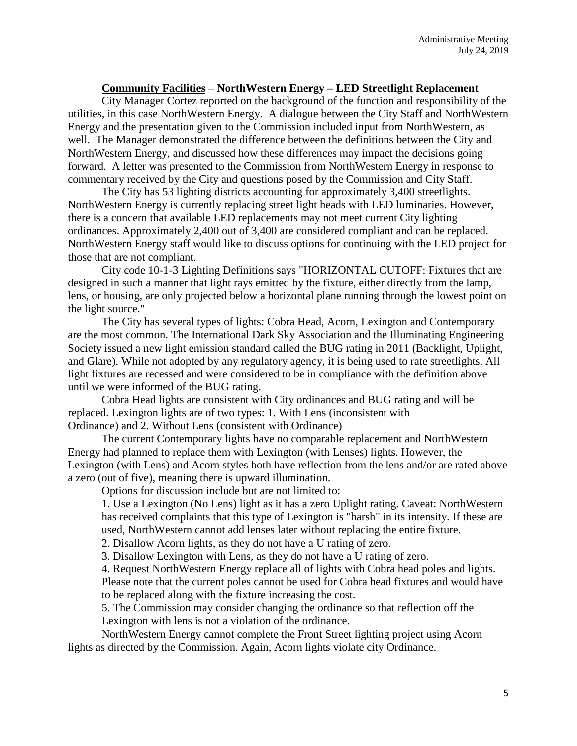**Community Facilities** – **NorthWestern Energy – LED Streetlight Replacement**

City Manager Cortez reported on the background of the function and responsibility of the utilities, in this case NorthWestern Energy. A dialogue between the City Staff and NorthWestern Energy and the presentation given to the Commission included input from NorthWestern, as well. The Manager demonstrated the difference between the definitions between the City and NorthWestern Energy, and discussed how these differences may impact the decisions going forward. A letter was presented to the Commission from NorthWestern Energy in response to commentary received by the City and questions posed by the Commission and City Staff.

The City has 53 lighting districts accounting for approximately 3,400 streetlights. NorthWestern Energy is currently replacing street light heads with LED luminaries. However, there is a concern that available LED replacements may not meet current City lighting ordinances. Approximately 2,400 out of 3,400 are considered compliant and can be replaced. NorthWestern Energy staff would like to discuss options for continuing with the LED project for those that are not compliant.

City code 10-1-3 Lighting Definitions says "HORIZONTAL CUTOFF: Fixtures that are designed in such a manner that light rays emitted by the fixture, either directly from the lamp, lens, or housing, are only projected below a horizontal plane running through the lowest point on the light source."

The City has several types of lights: Cobra Head, Acorn, Lexington and Contemporary are the most common. The International Dark Sky Association and the Illuminating Engineering Society issued a new light emission standard called the BUG rating in 2011 (Backlight, Uplight, and Glare). While not adopted by any regulatory agency, it is being used to rate streetlights. All light fixtures are recessed and were considered to be in compliance with the definition above until we were informed of the BUG rating.

Cobra Head lights are consistent with City ordinances and BUG rating and will be replaced. Lexington lights are of two types: 1. With Lens (inconsistent with Ordinance) and 2. Without Lens (consistent with Ordinance)

The current Contemporary lights have no comparable replacement and NorthWestern Energy had planned to replace them with Lexington (with Lenses) lights. However, the Lexington (with Lens) and Acorn styles both have reflection from the lens and/or are rated above a zero (out of five), meaning there is upward illumination.

Options for discussion include but are not limited to:

1. Use a Lexington (No Lens) light as it has a zero Uplight rating. Caveat: NorthWestern has received complaints that this type of Lexington is "harsh" in its intensity. If these are used, NorthWestern cannot add lenses later without replacing the entire fixture.
2. Disallow Acorn lights, as they do not have a U rating of zero.
3. Disallow Lexington with Lens, as they do not have a U rating of zero.
4. Request NorthWestern Energy replace all of lights with Cobra head poles and lights. Please note that the current poles cannot be used for Cobra head fixtures and would have to be replaced along with the fixture increasing the cost.
5. The Commission may consider changing the ordinance so that reflection off the Lexington with lens is not a violation of the ordinance.

NorthWestern Energy cannot complete the Front Street lighting project using Acorn lights as directed by the Commission. Again, Acorn lights violate city Ordinance.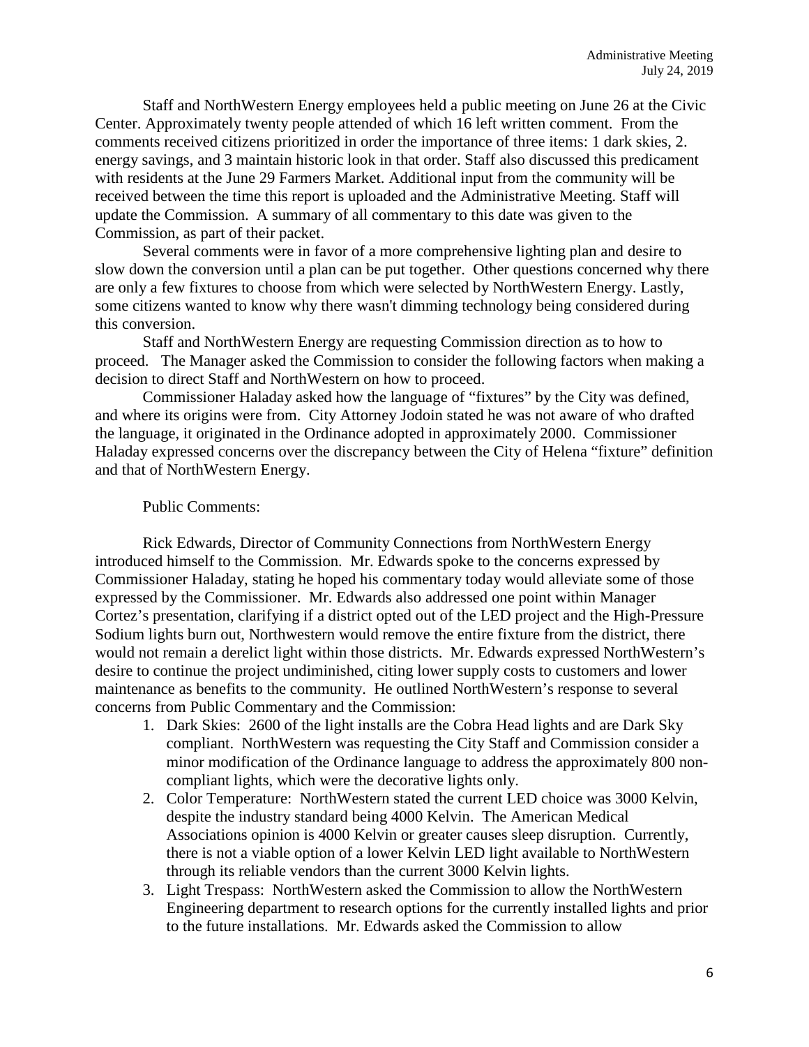Staff and NorthWestern Energy employees held a public meeting on June 26 at the Civic Center. Approximately twenty people attended of which 16 left written comment. From the comments received citizens prioritized in order the importance of three items: 1 dark skies, 2. energy savings, and 3 maintain historic look in that order. Staff also discussed this predicament with residents at the June 29 Farmers Market. Additional input from the community will be received between the time this report is uploaded and the Administrative Meeting. Staff will update the Commission. A summary of all commentary to this date was given to the Commission, as part of their packet.

Several comments were in favor of a more comprehensive lighting plan and desire to slow down the conversion until a plan can be put together. Other questions concerned why there are only a few fixtures to choose from which were selected by NorthWestern Energy. Lastly, some citizens wanted to know why there wasn't dimming technology being considered during this conversion.

Staff and NorthWestern Energy are requesting Commission direction as to how to proceed. The Manager asked the Commission to consider the following factors when making a decision to direct Staff and NorthWestern on how to proceed.

Commissioner Haladay asked how the language of "fixtures" by the City was defined, and where its origins were from. City Attorney Jodoin stated he was not aware of who drafted the language, it originated in the Ordinance adopted in approximately 2000. Commissioner Haladay expressed concerns over the discrepancy between the City of Helena "fixture" definition and that of NorthWestern Energy.

Public Comments:

Rick Edwards, Director of Community Connections from NorthWestern Energy introduced himself to the Commission. Mr. Edwards spoke to the concerns expressed by Commissioner Haladay, stating he hoped his commentary today would alleviate some of those expressed by the Commissioner. Mr. Edwards also addressed one point within Manager Cortez's presentation, clarifying if a district opted out of the LED project and the High-Pressure Sodium lights burn out, Northwestern would remove the entire fixture from the district, there would not remain a derelict light within those districts. Mr. Edwards expressed NorthWestern's desire to continue the project undiminished, citing lower supply costs to customers and lower maintenance as benefits to the community. He outlined NorthWestern's response to several concerns from Public Commentary and the Commission:

1. Dark Skies: 2600 of the light installs are the Cobra Head lights and are Dark Sky compliant. NorthWestern was requesting the City Staff and Commission consider a minor modification of the Ordinance language to address the approximately 800 non-compliant lights, which were the decorative lights only.
2. Color Temperature: NorthWestern stated the current LED choice was 3000 Kelvin, despite the industry standard being 4000 Kelvin. The American Medical Associations opinion is 4000 Kelvin or greater causes sleep disruption. Currently, there is not a viable option of a lower Kelvin LED light available to NorthWestern through its reliable vendors than the current 3000 Kelvin lights.
3. Light Trespass: NorthWestern asked the Commission to allow the NorthWestern Engineering department to research options for the currently installed lights and prior to the future installations. Mr. Edwards asked the Commission to allow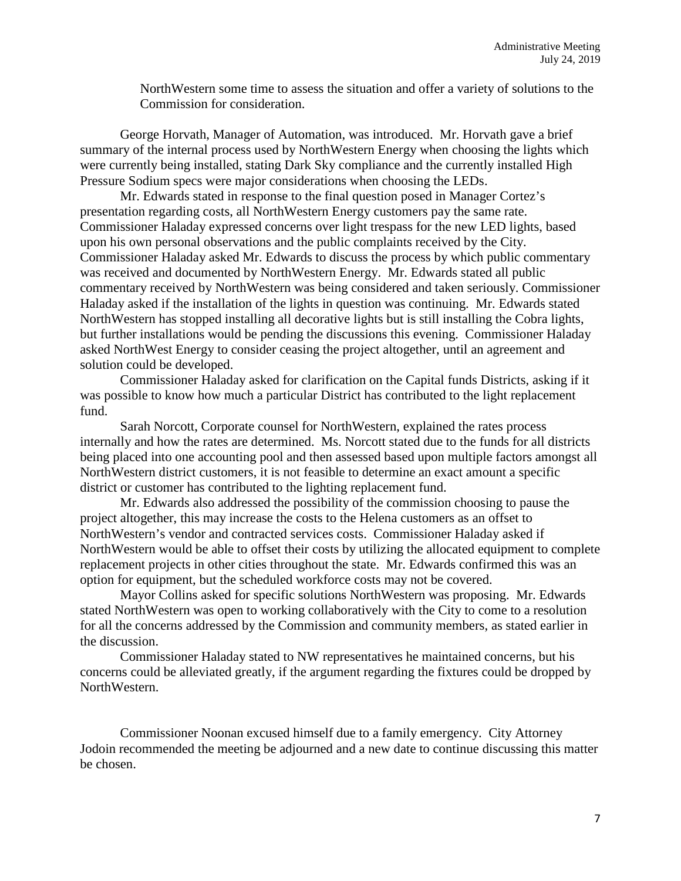NorthWestern some time to assess the situation and offer a variety of solutions to the Commission for consideration.

George Horvath, Manager of Automation, was introduced. Mr. Horvath gave a brief summary of the internal process used by NorthWestern Energy when choosing the lights which were currently being installed, stating Dark Sky compliance and the currently installed High Pressure Sodium specs were major considerations when choosing the LEDs.

Mr. Edwards stated in response to the final question posed in Manager Cortez's presentation regarding costs, all NorthWestern Energy customers pay the same rate. Commissioner Haladay expressed concerns over light trespass for the new LED lights, based upon his own personal observations and the public complaints received by the City. Commissioner Haladay asked Mr. Edwards to discuss the process by which public commentary was received and documented by NorthWestern Energy. Mr. Edwards stated all public commentary received by NorthWestern was being considered and taken seriously. Commissioner Haladay asked if the installation of the lights in question was continuing. Mr. Edwards stated NorthWestern has stopped installing all decorative lights but is still installing the Cobra lights, but further installations would be pending the discussions this evening. Commissioner Haladay asked NorthWest Energy to consider ceasing the project altogether, until an agreement and solution could be developed.

Commissioner Haladay asked for clarification on the Capital funds Districts, asking if it was possible to know how much a particular District has contributed to the light replacement fund.

Sarah Norcott, Corporate counsel for NorthWestern, explained the rates process internally and how the rates are determined. Ms. Norcott stated due to the funds for all districts being placed into one accounting pool and then assessed based upon multiple factors amongst all NorthWestern district customers, it is not feasible to determine an exact amount a specific district or customer has contributed to the lighting replacement fund.

Mr. Edwards also addressed the possibility of the commission choosing to pause the project altogether, this may increase the costs to the Helena customers as an offset to NorthWestern's vendor and contracted services costs. Commissioner Haladay asked if NorthWestern would be able to offset their costs by utilizing the allocated equipment to complete replacement projects in other cities throughout the state. Mr. Edwards confirmed this was an option for equipment, but the scheduled workforce costs may not be covered.

Mayor Collins asked for specific solutions NorthWestern was proposing. Mr. Edwards stated NorthWestern was open to working collaboratively with the City to come to a resolution for all the concerns addressed by the Commission and community members, as stated earlier in the discussion.

Commissioner Haladay stated to NW representatives he maintained concerns, but his concerns could be alleviated greatly, if the argument regarding the fixtures could be dropped by NorthWestern.

Commissioner Noonan excused himself due to a family emergency. City Attorney Jodoin recommended the meeting be adjourned and a new date to continue discussing this matter be chosen.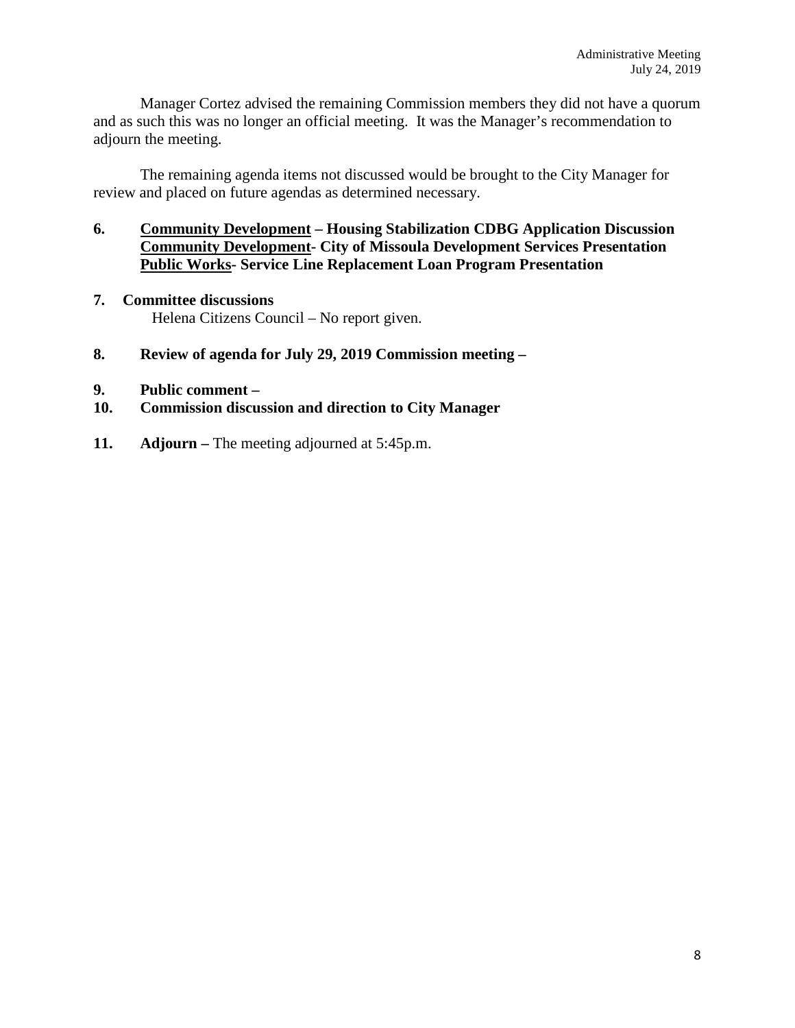Manager Cortez advised the remaining Commission members they did not have a quorum and as such this was no longer an official meeting. It was the Manager's recommendation to adjourn the meeting.

The remaining agenda items not discussed would be brought to the City Manager for review and placed on future agendas as determined necessary.

**6. Community Development – Housing Stabilization CDBG Application Discussion**
**Community Development- City of Missoula Development Services Presentation**
**Public Works- Service Line Replacement Loan Program Presentation**

**7. Committee discussions**

Helena Citizens Council – No report given.

**8. Review of agenda for July 29, 2019 Commission meeting –**

**9. Public comment –**

**10. Commission discussion and direction to City Manager**

**11. Adjourn –** The meeting adjourned at 5:45p.m.